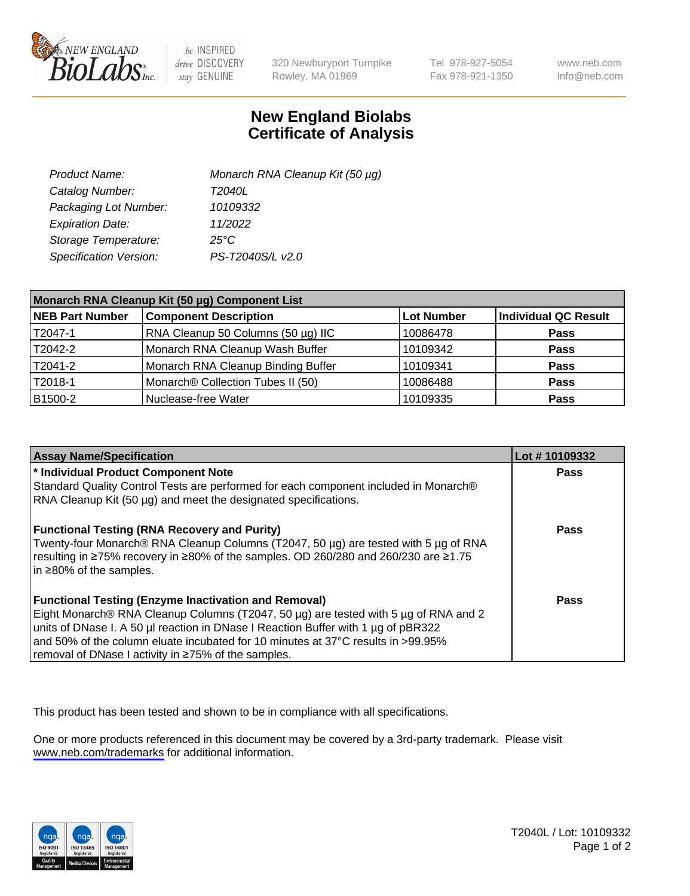320 Newburyport Turnpike
Rowley, MA 01969

Tel 978-927-5054
Fax 978-921-1350

www.neb.com
info@neb.com

# New England Biolabs
# Certificate of Analysis

| | |
|---|---|
| *Product Name:* | *Monarch RNA Cleanup Kit (50 µg)* |
| *Catalog Number:* | *T2040L* |
| *Packaging Lot Number:* | *10109332* |
| *Expiration Date:* | *11/2022* |
| *Storage Temperature:* | *25°C* |
| *Specification Version:* | *PS-T2040S/L v2.0* |

| Monarch RNA Cleanup Kit (50 µg) Component List | | | |
|---|---|---|---|
| **NEB Part Number** | **Component Description** | **Lot Number** | **Individual QC Result** |
| T2047-1 | RNA Cleanup 50 Columns (50 µg) IIC | 10086478 | **Pass** |
| T2042-2 | Monarch RNA Cleanup Wash Buffer | 10109342 | **Pass** |
| T2041-2 | Monarch RNA Cleanup Binding Buffer | 10109341 | **Pass** |
| T2018-1 | Monarch® Collection Tubes II (50) | 10086488 | **Pass** |
| B1500-2 | Nuclease-free Water | 10109335 | **Pass** |

| Assay Name/Specification | Lot # 10109332 |
|---|---|
| **\* Individual Product Component Note** Standard Quality Control Tests are performed for each component included in Monarch® RNA Cleanup Kit (50 µg) and meet the designated specifications. | **Pass** |
| **Functional Testing (RNA Recovery and Purity)** Twenty-four Monarch® RNA Cleanup Columns (T2047, 50 µg) are tested with 5 µg of RNA resulting in ≥75% recovery in ≥80% of the samples. OD 260/280 and 260/230 are ≥1.75 in ≥80% of the samples. | **Pass** |
| **Functional Testing (Enzyme Inactivation and Removal)** Eight Monarch® RNA Cleanup Columns (T2047, 50 µg) are tested with 5 µg of RNA and 2 units of DNase I. A 50 µl reaction in DNase I Reaction Buffer with 1 µg of pBR322 and 50% of the column eluate incubated for 10 minutes at 37°C results in >99.95% removal of DNase I activity in ≥75% of the samples. | **Pass** |

This product has been tested and shown to be in compliance with all specifications.

One or more products referenced in this document may be covered by a 3rd-party trademark. Please visit www.neb.com/trademarks for additional information.

T2040L / Lot: 10109332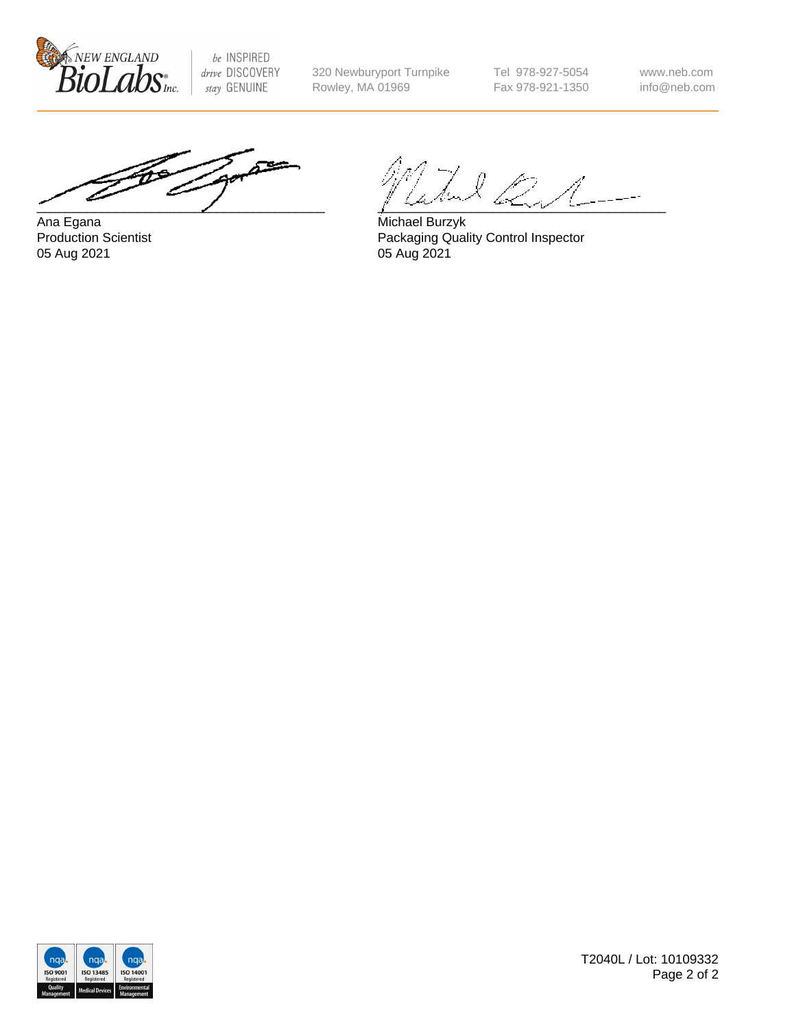320 Newburyport Turnpike
Rowley, MA 01969

Tel 978-927-5054
Fax 978-921-1350

www.neb.com
info@neb.com

Ana Egana
Production Scientist
05 Aug 2021

Michael Burzyk
Packaging Quality Control Inspector
05 Aug 2021

T2040L / Lot: 10109332